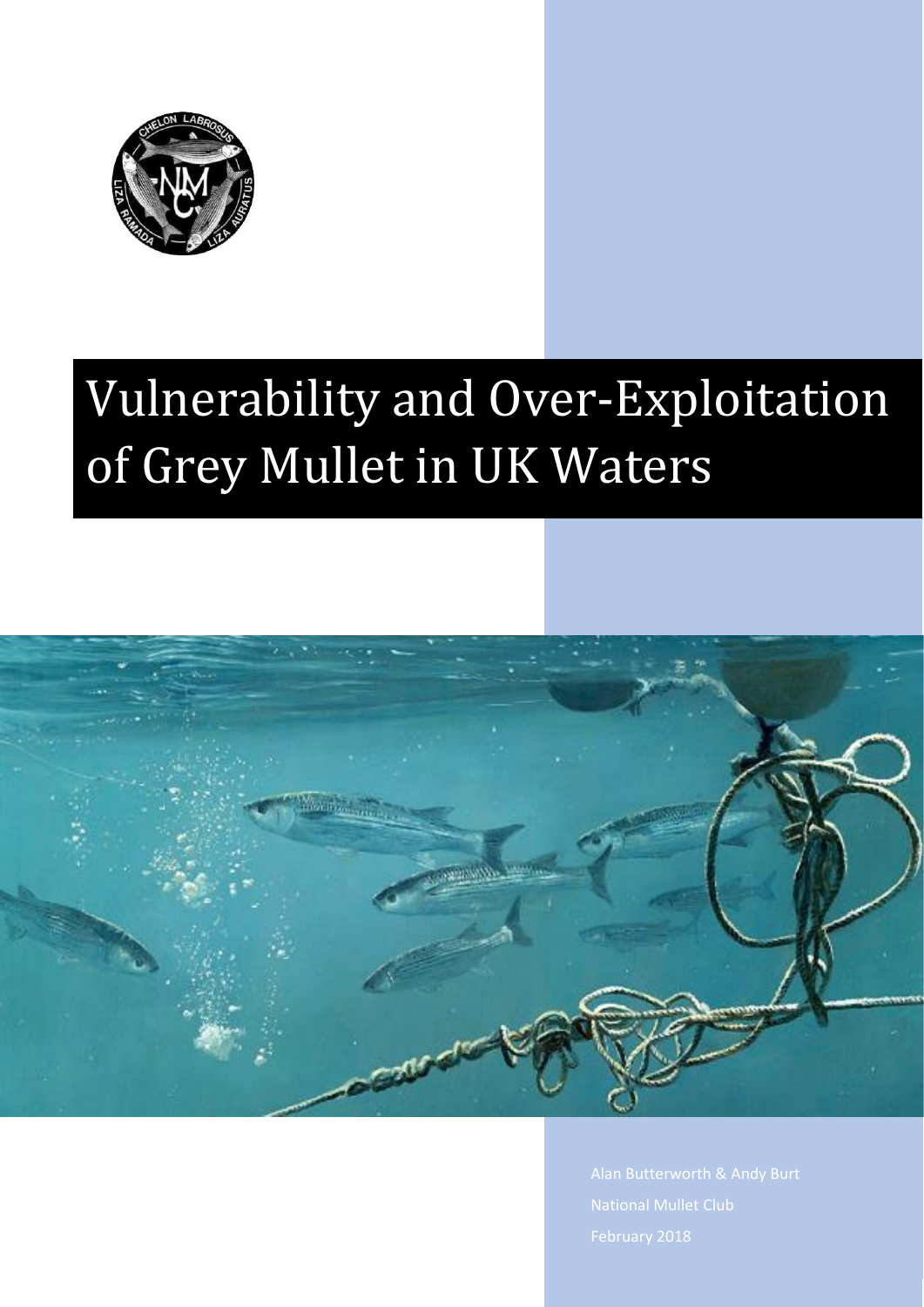# Vulnerability and Over-Exploitation of Grey Mullet in UK Waters

Alan Butterworth & Andy Burt

National Mullet Club

February 2018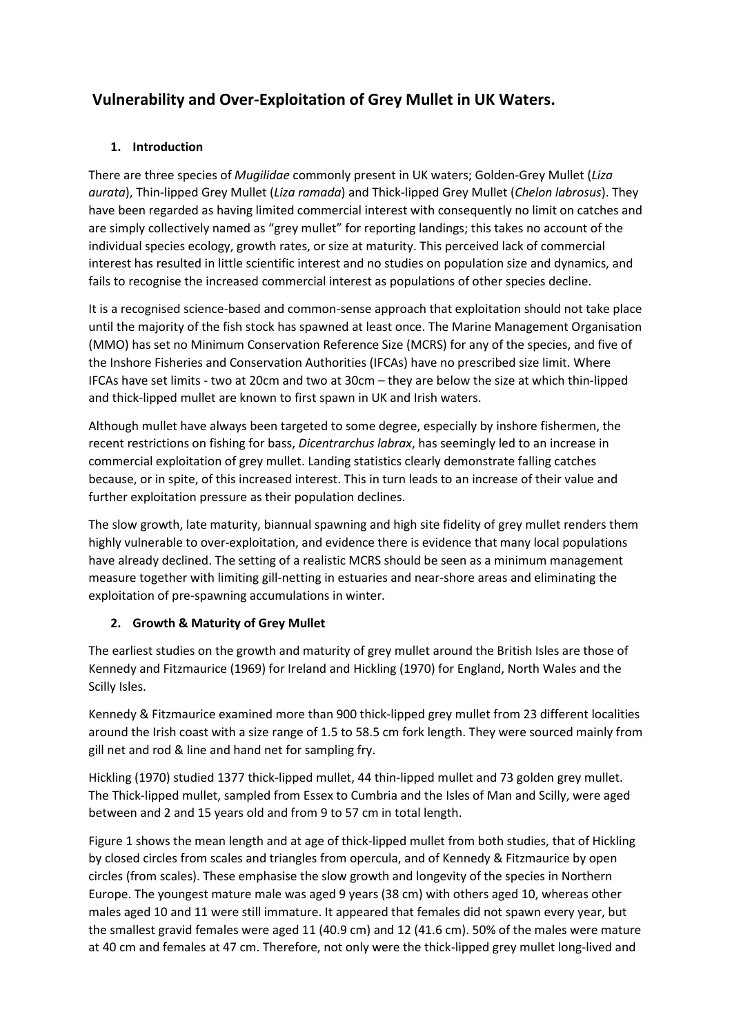# Vulnerability and Over-Exploitation of Grey Mullet in UK Waters.

## 1. Introduction

There are three species of *Mugilidae* commonly present in UK waters; Golden-Grey Mullet (*Liza aurata*), Thin-lipped Grey Mullet (*Liza ramada*) and Thick-lipped Grey Mullet (*Chelon labrosus*). They have been regarded as having limited commercial interest with consequently no limit on catches and are simply collectively named as "grey mullet" for reporting landings; this takes no account of the individual species ecology, growth rates, or size at maturity. This perceived lack of commercial interest has resulted in little scientific interest and no studies on population size and dynamics, and fails to recognise the increased commercial interest as populations of other species decline.

It is a recognised science-based and common-sense approach that exploitation should not take place until the majority of the fish stock has spawned at least once. The Marine Management Organisation (MMO) has set no Minimum Conservation Reference Size (MCRS) for any of the species, and five of the Inshore Fisheries and Conservation Authorities (IFCAs) have no prescribed size limit. Where IFCAs have set limits - two at 20cm and two at 30cm – they are below the size at which thin-lipped and thick-lipped mullet are known to first spawn in UK and Irish waters.

Although mullet have always been targeted to some degree, especially by inshore fishermen, the recent restrictions on fishing for bass, *Dicentrarchus labrax*, has seemingly led to an increase in commercial exploitation of grey mullet. Landing statistics clearly demonstrate falling catches because, or in spite, of this increased interest. This in turn leads to an increase of their value and further exploitation pressure as their population declines.

The slow growth, late maturity, biannual spawning and high site fidelity of grey mullet renders them highly vulnerable to over-exploitation, and evidence there is evidence that many local populations have already declined. The setting of a realistic MCRS should be seen as a minimum management measure together with limiting gill-netting in estuaries and near-shore areas and eliminating the exploitation of pre-spawning accumulations in winter.

## 2. Growth & Maturity of Grey Mullet

The earliest studies on the growth and maturity of grey mullet around the British Isles are those of Kennedy and Fitzmaurice (1969) for Ireland and Hickling (1970) for England, North Wales and the Scilly Isles.

Kennedy & Fitzmaurice examined more than 900 thick-lipped grey mullet from 23 different localities around the Irish coast with a size range of 1.5 to 58.5 cm fork length. They were sourced mainly from gill net and rod & line and hand net for sampling fry.

Hickling (1970) studied 1377 thick-lipped mullet, 44 thin-lipped mullet and 73 golden grey mullet. The Thick-lipped mullet, sampled from Essex to Cumbria and the Isles of Man and Scilly, were aged between and 2 and 15 years old and from 9 to 57 cm in total length.

Figure 1 shows the mean length and at age of thick-lipped mullet from both studies, that of Hickling by closed circles from scales and triangles from opercula, and of Kennedy & Fitzmaurice by open circles (from scales). These emphasise the slow growth and longevity of the species in Northern Europe. The youngest mature male was aged 9 years (38 cm) with others aged 10, whereas other males aged 10 and 11 were still immature. It appeared that females did not spawn every year, but the smallest gravid females were aged 11 (40.9 cm) and 12 (41.6 cm). 50% of the males were mature at 40 cm and females at 47 cm. Therefore, not only were the thick-lipped grey mullet long-lived and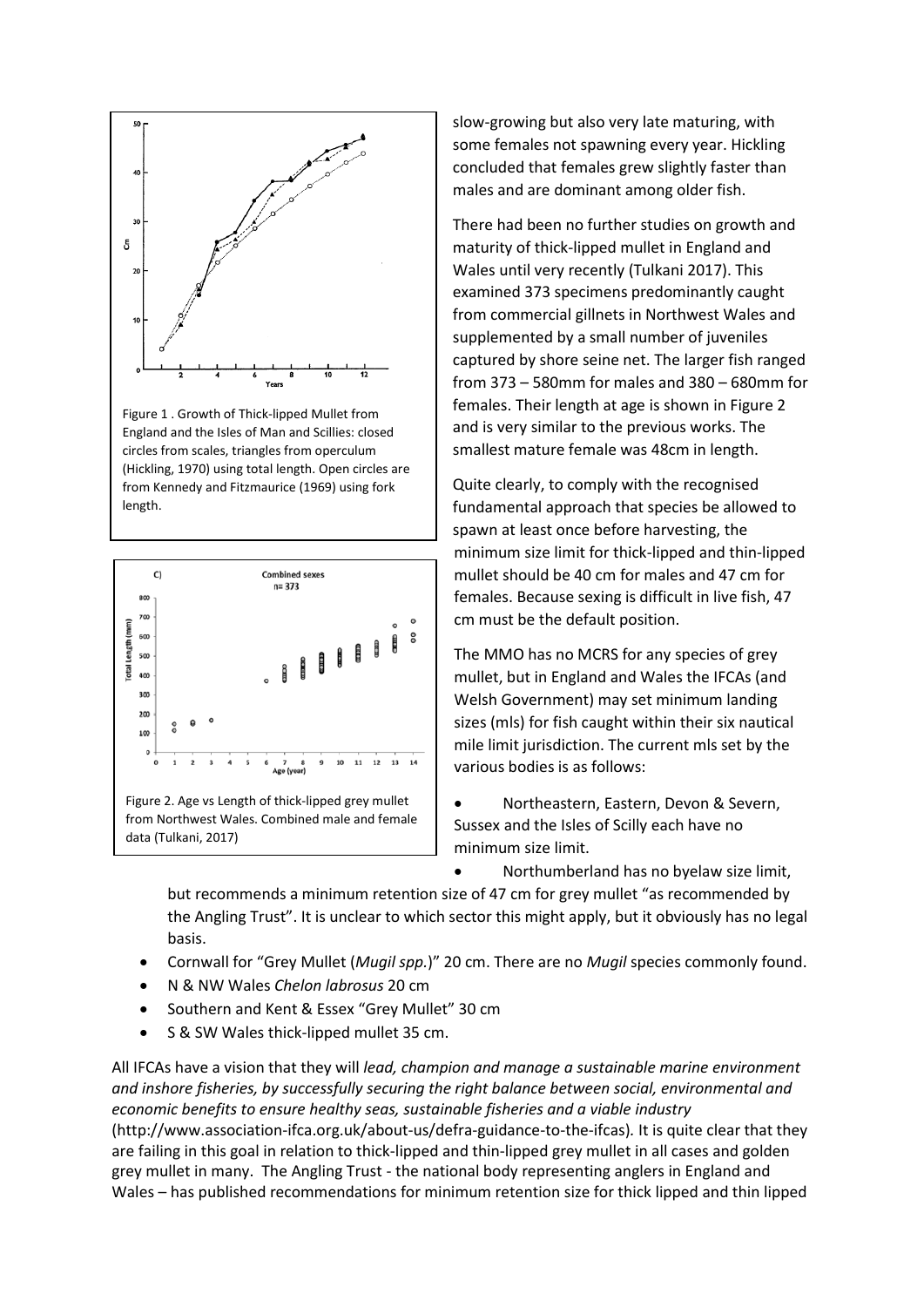Figure 1 . Growth of Thick-lipped Mullet from England and the Isles of Man and Scillies: closed circles from scales, triangles from operculum (Hickling, 1970) using total length. Open circles are from Kennedy and Fitzmaurice (1969) using fork length.

Figure 2. Age vs Length of thick-lipped grey mullet from Northwest Wales. Combined male and female data (Tulkani, 2017)

slow-growing but also very late maturing, with some females not spawning every year. Hickling concluded that females grew slightly faster than males and are dominant among older fish.

There had been no further studies on growth and maturity of thick-lipped mullet in England and Wales until very recently (Tulkani 2017). This examined 373 specimens predominantly caught from commercial gillnets in Northwest Wales and supplemented by a small number of juveniles captured by shore seine net. The larger fish ranged from 373 – 580mm for males and 380 – 680mm for females. Their length at age is shown in Figure 2 and is very similar to the previous works. The smallest mature female was 48cm in length.

Quite clearly, to comply with the recognised fundamental approach that species be allowed to spawn at least once before harvesting, the minimum size limit for thick-lipped and thin-lipped mullet should be 40 cm for males and 47 cm for females. Because sexing is difficult in live fish, 47 cm must be the default position.

The MMO has no MCRS for any species of grey mullet, but in England and Wales the IFCAs (and Welsh Government) may set minimum landing sizes (mls) for fish caught within their six nautical mile limit jurisdiction. The current mls set by the various bodies is as follows:

- Northeastern, Eastern, Devon & Severn, Sussex and the Isles of Scilly each have no minimum size limit.
- Northumberland has no byelaw size limit, but recommends a minimum retention size of 47 cm for grey mullet "as recommended by the Angling Trust". It is unclear to which sector this might apply, but it obviously has no legal basis.
- Cornwall for "Grey Mullet (*Mugil spp.*)" 20 cm. There are no *Mugil* species commonly found.
- N & NW Wales *Chelon labrosus* 20 cm
- Southern and Kent & Essex "Grey Mullet" 30 cm
- S & SW Wales thick-lipped mullet 35 cm.

All IFCAs have a vision that they will *lead, champion and manage a sustainable marine environment and inshore fisheries, by successfully securing the right balance between social, environmental and economic benefits to ensure healthy seas, sustainable fisheries and a viable industry* (http://www.association-ifca.org.uk/about-us/defra-guidance-to-the-ifcas). It is quite clear that they are failing in this goal in relation to thick-lipped and thin-lipped grey mullet in all cases and golden grey mullet in many. The Angling Trust - the national body representing anglers in England and Wales – has published recommendations for minimum retention size for thick lipped and thin lipped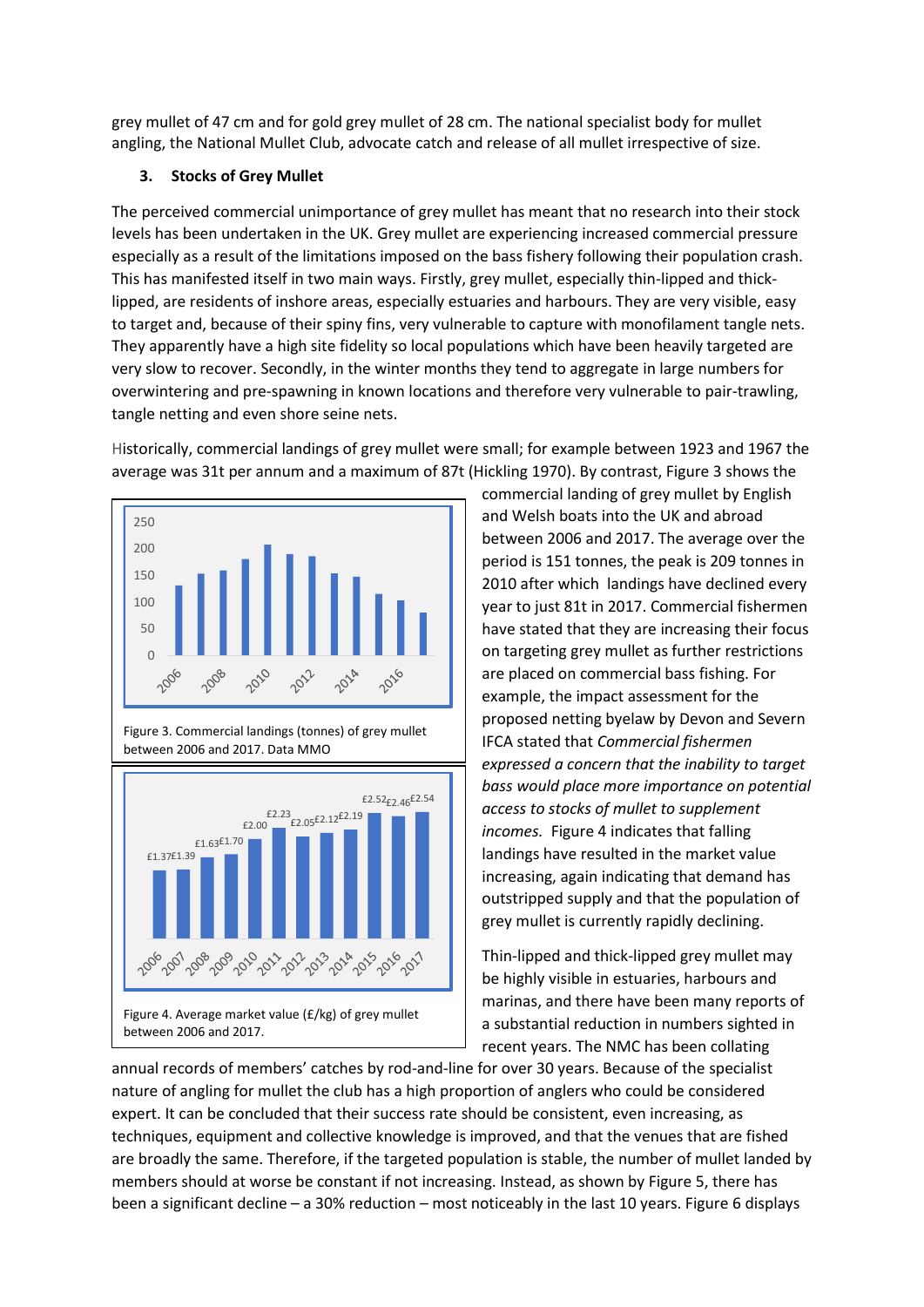grey mullet of 47 cm and for gold grey mullet of 28 cm. The national specialist body for mullet angling, the National Mullet Club, advocate catch and release of all mullet irrespective of size.

### 3. Stocks of Grey Mullet

The perceived commercial unimportance of grey mullet has meant that no research into their stock levels has been undertaken in the UK. Grey mullet are experiencing increased commercial pressure especially as a result of the limitations imposed on the bass fishery following their population crash. This has manifested itself in two main ways. Firstly, grey mullet, especially thin-lipped and thick-lipped, are residents of inshore areas, especially estuaries and harbours. They are very visible, easy to target and, because of their spiny fins, very vulnerable to capture with monofilament tangle nets. They apparently have a high site fidelity so local populations which have been heavily targeted are very slow to recover. Secondly, in the winter months they tend to aggregate in large numbers for overwintering and pre-spawning in known locations and therefore very vulnerable to pair-trawling, tangle netting and even shore seine nets.

Historically, commercial landings of grey mullet were small; for example between 1923 and 1967 the average was 31t per annum and a maximum of 87t (Hickling 1970). By contrast, Figure 3 shows the commercial landing of grey mullet by English and Welsh boats into the UK and abroad between 2006 and 2017. The average over the period is 151 tonnes, the peak is 209 tonnes in 2010 after which landings have declined every year to just 81t in 2017. Commercial fishermen have stated that they are increasing their focus on targeting grey mullet as further restrictions are placed on commercial bass fishing. For example, the impact assessment for the proposed netting byelaw by Devon and Severn IFCA stated that *Commercial fishermen expressed a concern that the inability to target bass would place more importance on potential access to stocks of mullet to supplement incomes.* Figure 4 indicates that falling landings have resulted in the market value increasing, again indicating that demand has outstripped supply and that the population of grey mullet is currently rapidly declining.

Figure 3. Commercial landings (tonnes) of grey mullet between 2006 and 2017. Data MMO

| Year | 2006 | 2007 | 2008 | 2009 | 2010 | 2011 | 2012 | 2013 | 2014 | 2015 | 2016 | 2017 |
|---|---|---|---|---|---|---|---|---|---|---|---|---|
| £/kg | £1.37 | £1.39 | £1.63 | £1.70 | £2.00 | £2.23 | £2.05 | £2.12 | £2.19 | £2.52 | £2.46 | £2.54 |

Figure 4. Average market value (£/kg) of grey mullet between 2006 and 2017.

Thin-lipped and thick-lipped grey mullet may be highly visible in estuaries, harbours and marinas, and there have been many reports of a substantial reduction in numbers sighted in recent years. The NMC has been collating annual records of members' catches by rod-and-line for over 30 years. Because of the specialist nature of angling for mullet the club has a high proportion of anglers who could be considered expert. It can be concluded that their success rate should be consistent, even increasing, as techniques, equipment and collective knowledge is improved, and that the venues that are fished are broadly the same. Therefore, if the targeted population is stable, the number of mullet landed by members should at worse be constant if not increasing. Instead, as shown by Figure 5, there has been a significant decline – a 30% reduction – most noticeably in the last 10 years. Figure 6 displays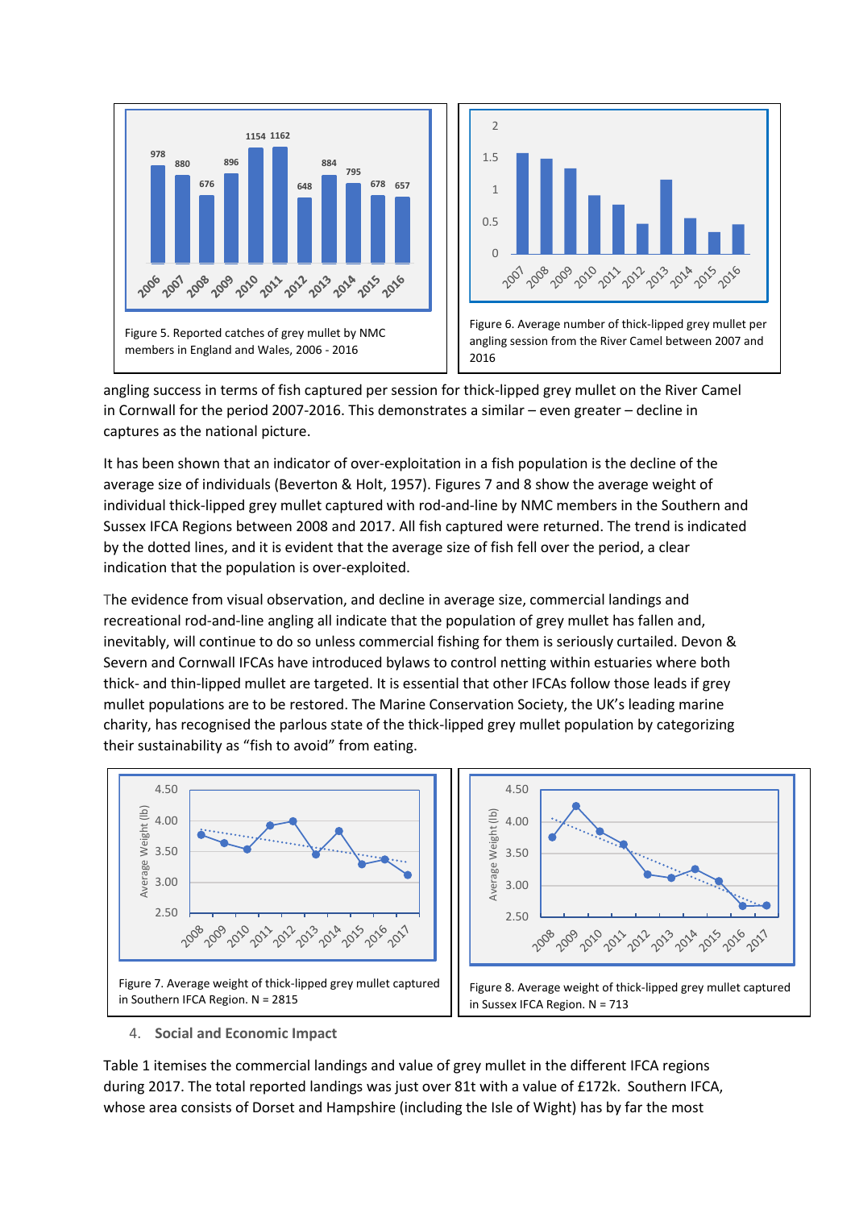Figure 5. Reported catches of grey mullet by NMC members in England and Wales, 2006 - 2016

Figure 6. Average number of thick-lipped grey mullet per angling session from the River Camel between 2007 and 2016

angling success in terms of fish captured per session for thick-lipped grey mullet on the River Camel in Cornwall for the period 2007-2016. This demonstrates a similar – even greater – decline in captures as the national picture.

It has been shown that an indicator of over-exploitation in a fish population is the decline of the average size of individuals (Beverton & Holt, 1957). Figures 7 and 8 show the average weight of individual thick-lipped grey mullet captured with rod-and-line by NMC members in the Southern and Sussex IFCA Regions between 2008 and 2017. All fish captured were returned. The trend is indicated by the dotted lines, and it is evident that the average size of fish fell over the period, a clear indication that the population is over-exploited.

The evidence from visual observation, and decline in average size, commercial landings and recreational rod-and-line angling all indicate that the population of grey mullet has fallen and, inevitably, will continue to do so unless commercial fishing for them is seriously curtailed. Devon & Severn and Cornwall IFCAs have introduced bylaws to control netting within estuaries where both thick- and thin-lipped mullet are targeted. It is essential that other IFCAs follow those leads if grey mullet populations are to be restored. The Marine Conservation Society, the UK's leading marine charity, has recognised the parlous state of the thick-lipped grey mullet population by categorizing their sustainability as "fish to avoid" from eating.

Figure 7. Average weight of thick-lipped grey mullet captured in Southern IFCA Region. N = 2815

Figure 8. Average weight of thick-lipped grey mullet captured in Sussex IFCA Region. N = 713

## 4. Social and Economic Impact

Table 1 itemises the commercial landings and value of grey mullet in the different IFCA regions during 2017. The total reported landings was just over 81t with a value of £172k. Southern IFCA, whose area consists of Dorset and Hampshire (including the Isle of Wight) has by far the most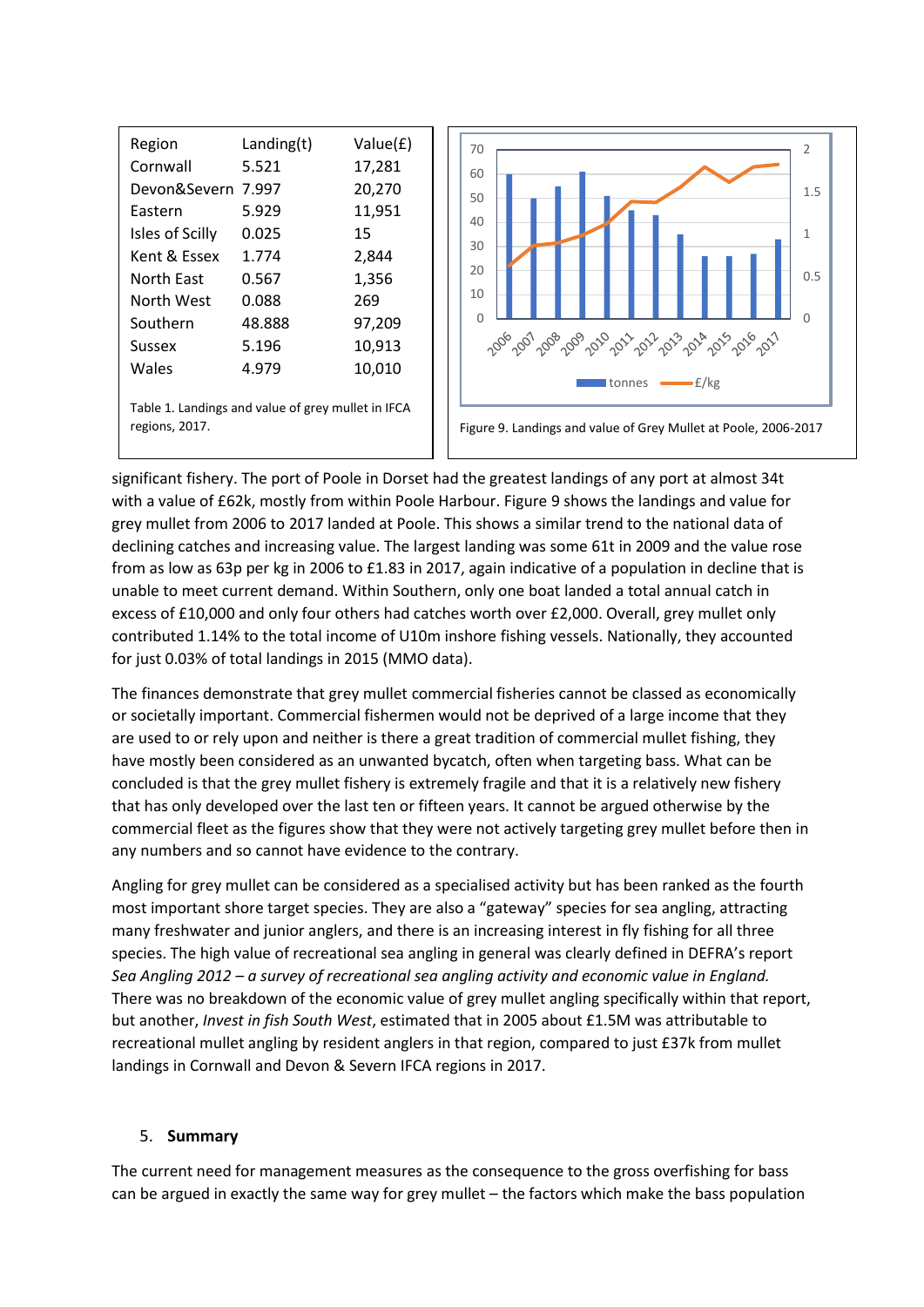| Region | Landing(t) | Value(£) |
|---|---|---|
| Cornwall | 5.521 | 17,281 |
| Devon&Severn | 7.997 | 20,270 |
| Eastern | 5.929 | 11,951 |
| Isles of Scilly | 0.025 | 15 |
| Kent & Essex | 1.774 | 2,844 |
| North East | 0.567 | 1,356 |
| North West | 0.088 | 269 |
| Southern | 48.888 | 97,209 |
| Sussex | 5.196 | 10,913 |
| Wales | 4.979 | 10,010 |

Table 1. Landings and value of grey mullet in IFCA regions, 2017.

Figure 9. Landings and value of Grey Mullet at Poole, 2006-2017

significant fishery. The port of Poole in Dorset had the greatest landings of any port at almost 34t with a value of £62k, mostly from within Poole Harbour. Figure 9 shows the landings and value for grey mullet from 2006 to 2017 landed at Poole. This shows a similar trend to the national data of declining catches and increasing value. The largest landing was some 61t in 2009 and the value rose from as low as 63p per kg in 2006 to £1.83 in 2017, again indicative of a population in decline that is unable to meet current demand. Within Southern, only one boat landed a total annual catch in excess of £10,000 and only four others had catches worth over £2,000. Overall, grey mullet only contributed 1.14% to the total income of U10m inshore fishing vessels. Nationally, they accounted for just 0.03% of total landings in 2015 (MMO data).

The finances demonstrate that grey mullet commercial fisheries cannot be classed as economically or societally important. Commercial fishermen would not be deprived of a large income that they are used to or rely upon and neither is there a great tradition of commercial mullet fishing, they have mostly been considered as an unwanted bycatch, often when targeting bass. What can be concluded is that the grey mullet fishery is extremely fragile and that it is a relatively new fishery that has only developed over the last ten or fifteen years. It cannot be argued otherwise by the commercial fleet as the figures show that they were not actively targeting grey mullet before then in any numbers and so cannot have evidence to the contrary.

Angling for grey mullet can be considered as a specialised activity but has been ranked as the fourth most important shore target species. They are also a "gateway" species for sea angling, attracting many freshwater and junior anglers, and there is an increasing interest in fly fishing for all three species. The high value of recreational sea angling in general was clearly defined in DEFRA's report *Sea Angling 2012 – a survey of recreational sea angling activity and economic value in England.* There was no breakdown of the economic value of grey mullet angling specifically within that report, but another, *Invest in fish South West*, estimated that in 2005 about £1.5M was attributable to recreational mullet angling by resident anglers in that region, compared to just £37k from mullet landings in Cornwall and Devon & Severn IFCA regions in 2017.

## 5. Summary

The current need for management measures as the consequence to the gross overfishing for bass can be argued in exactly the same way for grey mullet – the factors which make the bass population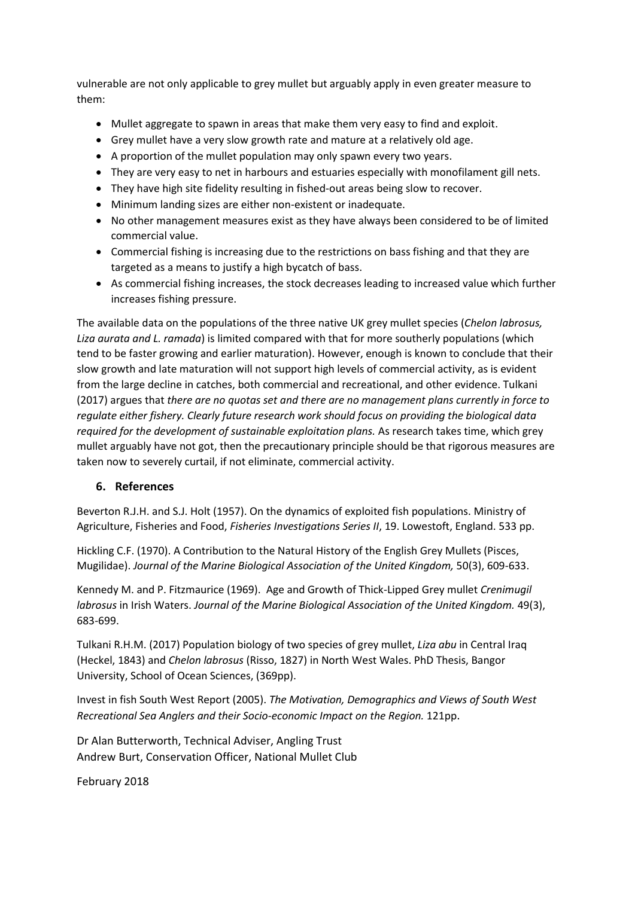vulnerable are not only applicable to grey mullet but arguably apply in even greater measure to them:

- Mullet aggregate to spawn in areas that make them very easy to find and exploit.
- Grey mullet have a very slow growth rate and mature at a relatively old age.
- A proportion of the mullet population may only spawn every two years.
- They are very easy to net in harbours and estuaries especially with monofilament gill nets.
- They have high site fidelity resulting in fished-out areas being slow to recover.
- Minimum landing sizes are either non-existent or inadequate.
- No other management measures exist as they have always been considered to be of limited commercial value.
- Commercial fishing is increasing due to the restrictions on bass fishing and that they are targeted as a means to justify a high bycatch of bass.
- As commercial fishing increases, the stock decreases leading to increased value which further increases fishing pressure.

The available data on the populations of the three native UK grey mullet species (*Chelon labrosus, Liza aurata and L. ramada*) is limited compared with that for more southerly populations (which tend to be faster growing and earlier maturation). However, enough is known to conclude that their slow growth and late maturation will not support high levels of commercial activity, as is evident from the large decline in catches, both commercial and recreational, and other evidence. Tulkani (2017) argues that *there are no quotas set and there are no management plans currently in force to regulate either fishery. Clearly future research work should focus on providing the biological data required for the development of sustainable exploitation plans.* As research takes time, which grey mullet arguably have not got, then the precautionary principle should be that rigorous measures are taken now to severely curtail, if not eliminate, commercial activity.

## 6. References

Beverton R.J.H. and S.J. Holt (1957). On the dynamics of exploited fish populations. Ministry of Agriculture, Fisheries and Food, *Fisheries Investigations Series II*, 19. Lowestoft, England. 533 pp.

Hickling C.F. (1970). A Contribution to the Natural History of the English Grey Mullets (Pisces, Mugilidae). *Journal of the Marine Biological Association of the United Kingdom,* 50(3), 609-633.

Kennedy M. and P. Fitzmaurice (1969). Age and Growth of Thick-Lipped Grey mullet *Crenimugil labrosus* in Irish Waters. *Journal of the Marine Biological Association of the United Kingdom.* 49(3), 683-699.

Tulkani R.H.M. (2017) Population biology of two species of grey mullet, *Liza abu* in Central Iraq (Heckel, 1843) and *Chelon labrosus* (Risso, 1827) in North West Wales. PhD Thesis, Bangor University, School of Ocean Sciences, (369pp).

Invest in fish South West Report (2005). *The Motivation, Demographics and Views of South West Recreational Sea Anglers and their Socio-economic Impact on the Region.* 121pp.

Dr Alan Butterworth, Technical Adviser, Angling Trust
Andrew Burt, Conservation Officer, National Mullet Club

February 2018